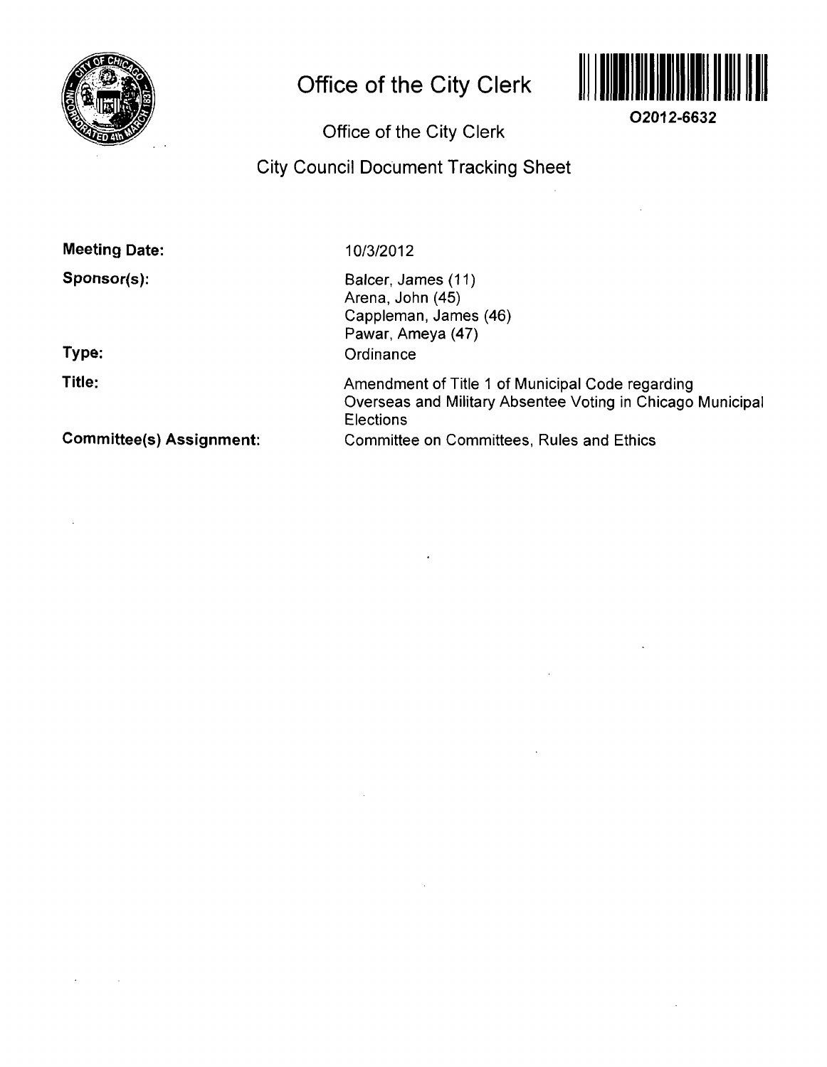# Office of the City Clerk

O2012-6632

Office of the City Clerk

City Council Document Tracking Sheet

| | |
|---|---|
| **Meeting Date:** | 10/3/2012 |
| **Sponsor(s):** | Balcer, James (11)<br>Arena, John (45)<br>Cappleman, James (46)<br>Pawar, Ameya (47) |
| **Type:** | Ordinance |
| **Title:** | Amendment of Title 1 of Municipal Code regarding Overseas and Military Absentee Voting in Chicago Municipal Elections |
| **Committee(s) Assignment:** | Committee on Committees, Rules and Ethics |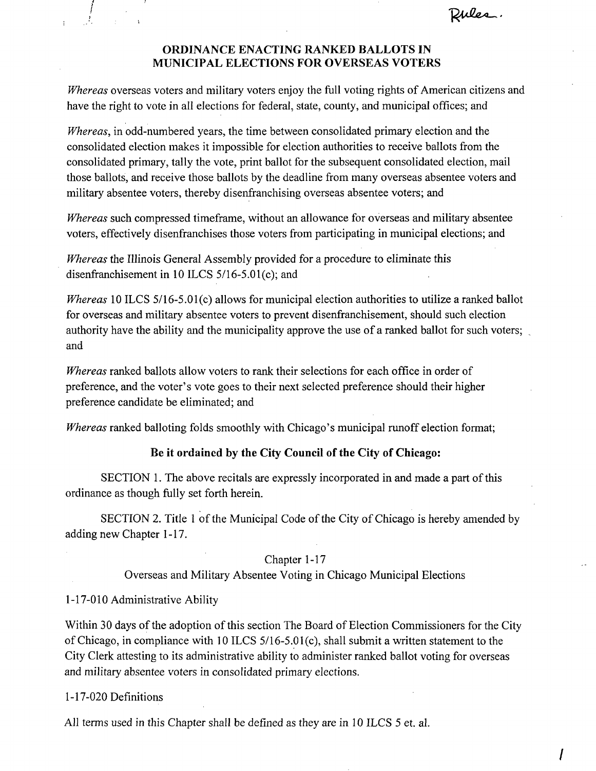Rules.

## ORDINANCE ENACTING RANKED BALLOTS IN MUNICIPAL ELECTIONS FOR OVERSEAS VOTERS

*Whereas* overseas voters and military voters enjoy the full voting rights of American citizens and have the right to vote in all elections for federal, state, county, and municipal offices; and

*Whereas*, in odd-numbered years, the time between consolidated primary election and the consolidated election makes it impossible for election authorities to receive ballots from the consolidated primary, tally the vote, print ballot for the subsequent consolidated election, mail those ballots, and receive those ballots by the deadline from many overseas absentee voters and military absentee voters, thereby disenfranchising overseas absentee voters; and

*Whereas* such compressed timeframe, without an allowance for overseas and military absentee voters, effectively disenfranchises those voters from participating in municipal elections; and

*Whereas* the Illinois General Assembly provided for a procedure to eliminate this disenfranchisement in 10 ILCS 5/16-5.01(c); and

*Whereas* 10 ILCS 5/16-5.01(c) allows for municipal election authorities to utilize a ranked ballot for overseas and military absentee voters to prevent disenfranchisement, should such election authority have the ability and the municipality approve the use of a ranked ballot for such voters; and

*Whereas* ranked ballots allow voters to rank their selections for each office in order of preference, and the voter's vote goes to their next selected preference should their higher preference candidate be eliminated; and

*Whereas* ranked balloting folds smoothly with Chicago's municipal runoff election format;

**Be it ordained by the City Council of the City of Chicago:**

SECTION 1. The above recitals are expressly incorporated in and made a part of this ordinance as though fully set forth herein.

SECTION 2. Title 1 of the Municipal Code of the City of Chicago is hereby amended by adding new Chapter 1-17.

Chapter 1-17

Overseas and Military Absentee Voting in Chicago Municipal Elections

1-17-010 Administrative Ability

Within 30 days of the adoption of this section The Board of Election Commissioners for the City of Chicago, in compliance with 10 ILCS 5/16-5.01(c), shall submit a written statement to the City Clerk attesting to its administrative ability to administer ranked ballot voting for overseas and military absentee voters in consolidated primary elections.

1-17-020 Definitions

All terms used in this Chapter shall be defined as they are in 10 ILCS 5 et. al.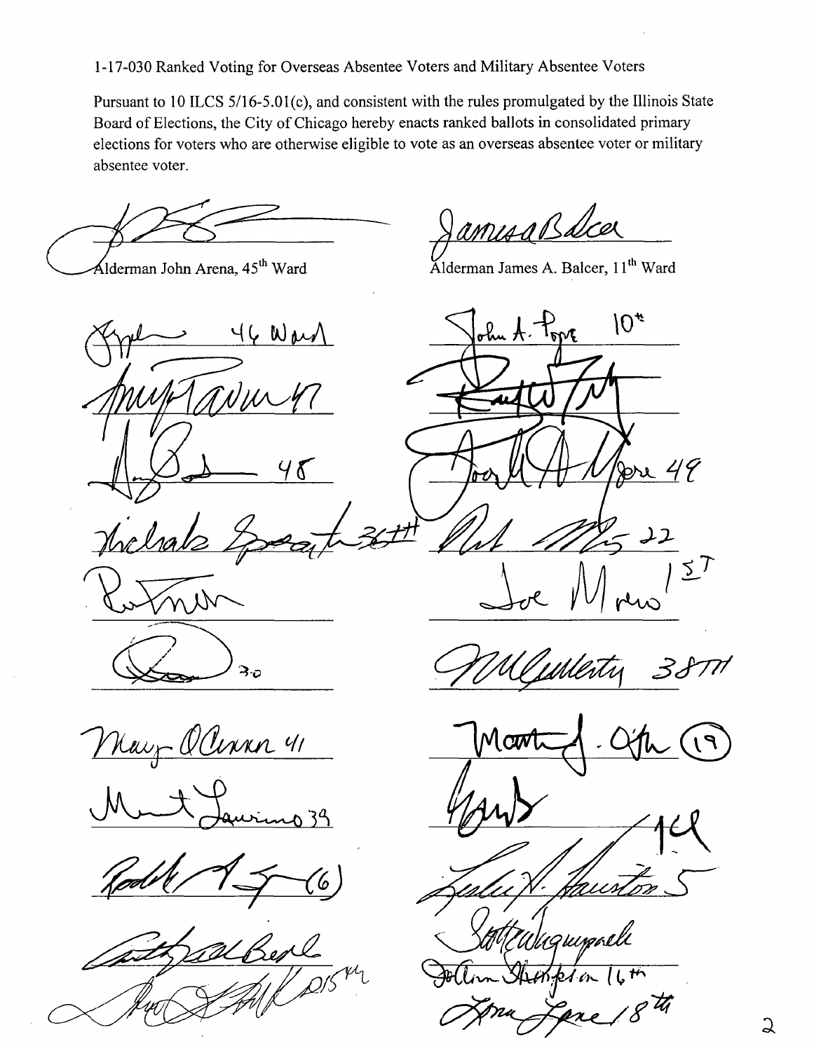1-17-030 Ranked Voting for Overseas Absentee Voters and Military Absentee Voters

Pursuant to 10 ILCS 5/16-5.01(c), and consistent with the rules promulgated by the Illinois State Board of Elections, the City of Chicago hereby enacts ranked ballots in consolidated primary elections for voters who are otherwise eligible to vote as an overseas absentee voter or military absentee voter.

| | |
|---|---|
| Alderman John Arena, 45th Ward | Alderman James A. Balcer, 11th Ward |
| 46 Ward | John A. Pope 10th |
| 47 | |
| 48 | 49 |
| Nicholas Sposato 36th | 22 |
| | Joe Moreno 1st |
| 30 | 38th |
| Mary O'Connor 41 | Matthew J. O'Shea (19) |
| Marty Quinn 39 | 14 |
| (6) | Leslie A. Hairston 5 |
| | Scott Waguespack |
| 15th | JoAnn Thompson 16th |
| | Lona Lane 18th |